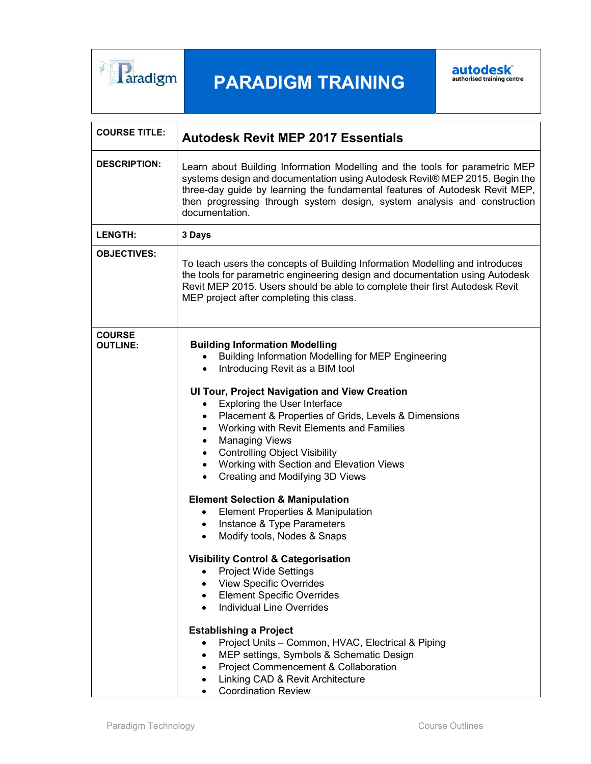# PARADIGM TRAINING

Paradigm

autodesk authorised training centre

| | |
|---|---|
| **COURSE TITLE:** | **Autodesk Revit MEP 2017 Essentials** |
| **DESCRIPTION:** | Learn about Building Information Modelling and the tools for parametric MEP systems design and documentation using Autodesk Revit® MEP 2015. Begin the three-day guide by learning the fundamental features of Autodesk Revit MEP, then progressing through system design, system analysis and construction documentation. |
| **LENGTH:** | **3 Days** |
| **OBJECTIVES:** | To teach users the concepts of Building Information Modelling and introduces the tools for parametric engineering design and documentation using Autodesk Revit MEP 2015. Users should be able to complete their first Autodesk Revit MEP project after completing this class. |
| **COURSE OUTLINE:** | **Building Information Modelling**<br>• Building Information Modelling for MEP Engineering<br>• Introducing Revit as a BIM tool<br><br>**UI Tour, Project Navigation and View Creation**<br>• Exploring the User Interface<br>• Placement & Properties of Grids, Levels & Dimensions<br>• Working with Revit Elements and Families<br>• Managing Views<br>• Controlling Object Visibility<br>• Working with Section and Elevation Views<br>• Creating and Modifying 3D Views<br><br>**Element Selection & Manipulation**<br>• Element Properties & Manipulation<br>• Instance & Type Parameters<br>• Modify tools, Nodes & Snaps<br><br>**Visibility Control & Categorisation**<br>• Project Wide Settings<br>• View Specific Overrides<br>• Element Specific Overrides<br>• Individual Line Overrides<br><br>**Establishing a Project**<br>• Project Units – Common, HVAC, Electrical & Piping<br>• MEP settings, Symbols & Schematic Design<br>• Project Commencement & Collaboration<br>• Linking CAD & Revit Architecture<br>• Coordination Review |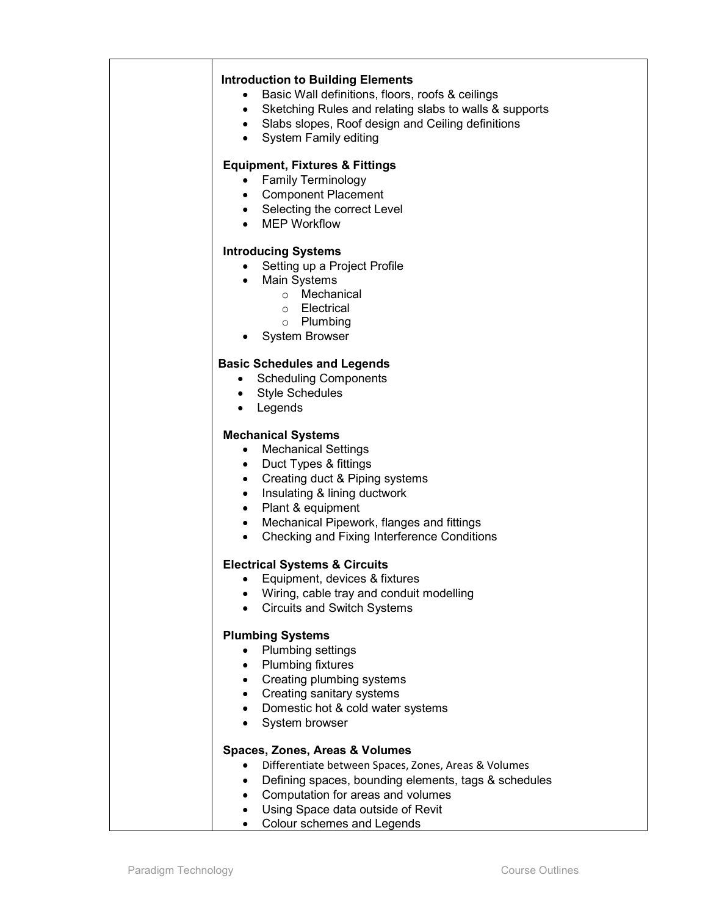| | |
|---|---|
| | **Introduction to Building Elements**<br>• Basic Wall definitions, floors, roofs & ceilings<br>• Sketching Rules and relating slabs to walls & supports<br>• Slabs slopes, Roof design and Ceiling definitions<br>• System Family editing<br><br>**Equipment, Fixtures & Fittings**<br>• Family Terminology<br>• Component Placement<br>• Selecting the correct Level<br>• MEP Workflow<br><br>**Introducing Systems**<br>• Setting up a Project Profile<br>• Main Systems<br>&nbsp;&nbsp;&nbsp;&nbsp;o Mechanical<br>&nbsp;&nbsp;&nbsp;&nbsp;o Electrical<br>&nbsp;&nbsp;&nbsp;&nbsp;o Plumbing<br>• System Browser<br><br>**Basic Schedules and Legends**<br>• Scheduling Components<br>• Style Schedules<br>• Legends<br><br>**Mechanical Systems**<br>• Mechanical Settings<br>• Duct Types & fittings<br>• Creating duct & Piping systems<br>• Insulating & lining ductwork<br>• Plant & equipment<br>• Mechanical Pipework, flanges and fittings<br>• Checking and Fixing Interference Conditions<br><br>**Electrical Systems & Circuits**<br>• Equipment, devices & fixtures<br>• Wiring, cable tray and conduit modelling<br>• Circuits and Switch Systems<br><br>**Plumbing Systems**<br>• Plumbing settings<br>• Plumbing fixtures<br>• Creating plumbing systems<br>• Creating sanitary systems<br>• Domestic hot & cold water systems<br>• System browser<br><br>**Spaces, Zones, Areas & Volumes**<br>• Differentiate between Spaces, Zones, Areas & Volumes<br>• Defining spaces, bounding elements, tags & schedules<br>• Computation for areas and volumes<br>• Using Space data outside of Revit<br>• Colour schemes and Legends |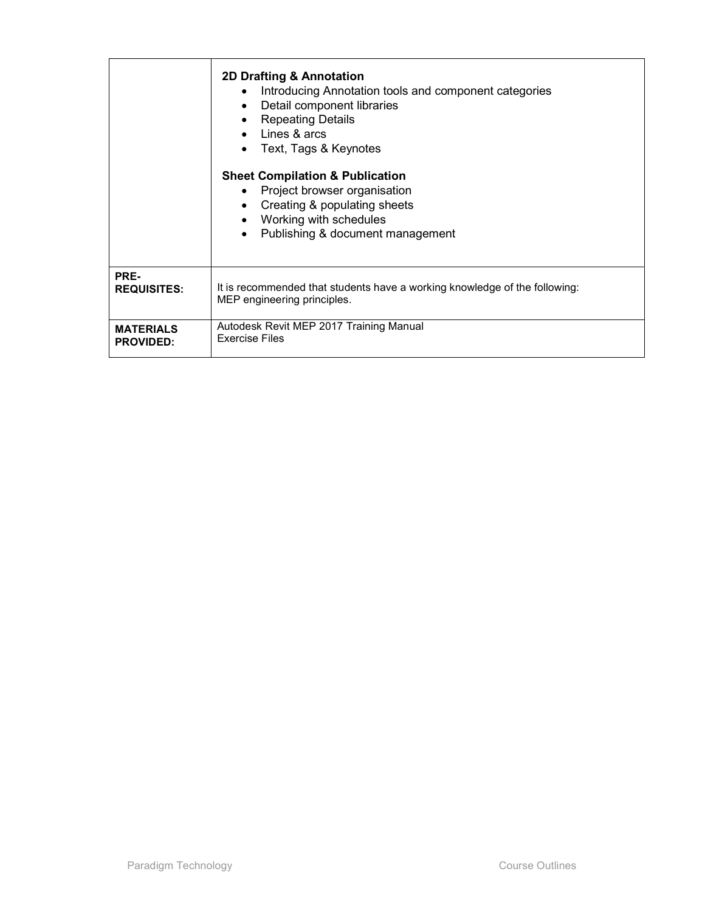| | |
|---|---|
| | **2D Drafting & Annotation**<br>• Introducing Annotation tools and component categories<br>• Detail component libraries<br>• Repeating Details<br>• Lines & arcs<br>• Text, Tags & Keynotes<br><br>**Sheet Compilation & Publication**<br>• Project browser organisation<br>• Creating & populating sheets<br>• Working with schedules<br>• Publishing & document management |
| **PRE-REQUISITES:** | It is recommended that students have a working knowledge of the following:<br>MEP engineering principles. |
| **MATERIALS PROVIDED:** | Autodesk Revit MEP 2017 Training Manual<br>Exercise Files |